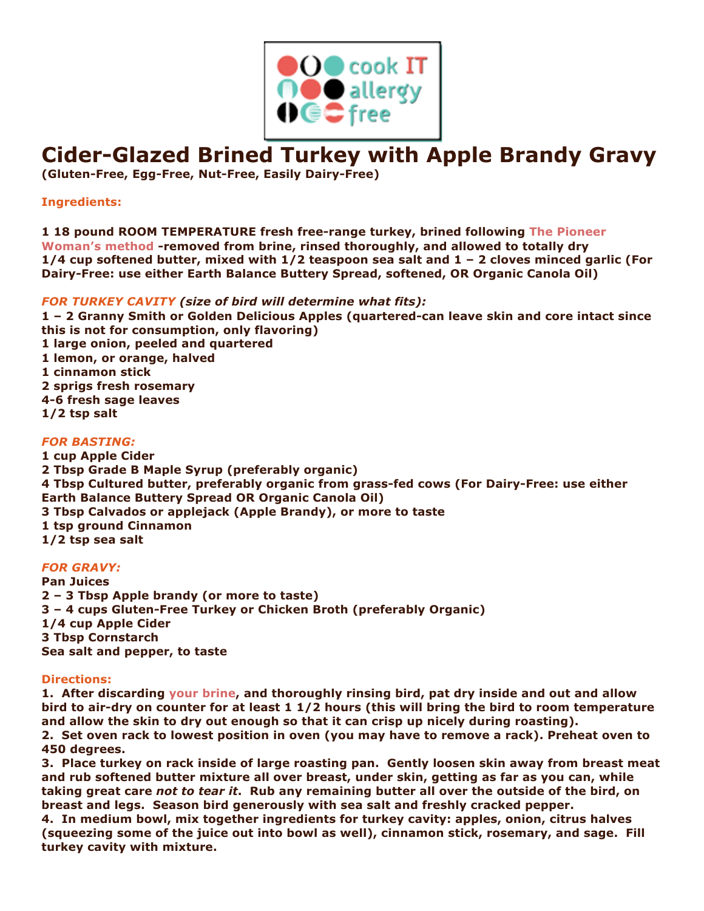# Cider-Glazed Brined Turkey with Apple Brandy Gravy

**(Gluten-Free, Egg-Free, Nut-Free, Easily Dairy-Free)**

**Ingredients:**

**1 18 pound ROOM TEMPERATURE fresh free-range turkey, brined following The Pioneer Woman's method -removed from brine, rinsed thoroughly, and allowed to totally dry**
**1/4 cup softened butter, mixed with 1/2 teaspoon sea salt and 1 – 2 cloves minced garlic (For Dairy-Free: use either Earth Balance Buttery Spread, softened, OR Organic Canola Oil)**

***FOR TURKEY CAVITY (size of bird will determine what fits):***
**1 – 2 Granny Smith or Golden Delicious Apples (quartered-can leave skin and core intact since this is not for consumption, only flavoring)**
**1 large onion, peeled and quartered**
**1 lemon, or orange, halved**
**1 cinnamon stick**
**2 sprigs fresh rosemary**
**4-6 fresh sage leaves**
**1/2 tsp salt**

***FOR BASTING:***
**1 cup Apple Cider**
**2 Tbsp Grade B Maple Syrup (preferably organic)**
**4 Tbsp Cultured butter, preferably organic from grass-fed cows (For Dairy-Free: use either Earth Balance Buttery Spread OR Organic Canola Oil)**
**3 Tbsp Calvados or applejack (Apple Brandy), or more to taste**
**1 tsp ground Cinnamon**
**1/2 tsp sea salt**

***FOR GRAVY:***
**Pan Juices**
**2 – 3 Tbsp Apple brandy (or more to taste)**
**3 – 4 cups Gluten-Free Turkey or Chicken Broth (preferably Organic)**
**1/4 cup Apple Cider**
**3 Tbsp Cornstarch**
**Sea salt and pepper, to taste**

**Directions:**

**1. After discarding your brine, and thoroughly rinsing bird, pat dry inside and out and allow bird to air-dry on counter for at least 1 1/2 hours (this will bring the bird to room temperature and allow the skin to dry out enough so that it can crisp up nicely during roasting).**
**2. Set oven rack to lowest position in oven (you may have to remove a rack). Preheat oven to 450 degrees.**
**3. Place turkey on rack inside of large roasting pan. Gently loosen skin away from breast meat and rub softened butter mixture all over breast, under skin, getting as far as you can, while taking great care *not to tear it*. Rub any remaining butter all over the outside of the bird, on breast and legs. Season bird generously with sea salt and freshly cracked pepper.**
**4. In medium bowl, mix together ingredients for turkey cavity: apples, onion, citrus halves (squeezing some of the juice out into bowl as well), cinnamon stick, rosemary, and sage. Fill turkey cavity with mixture.**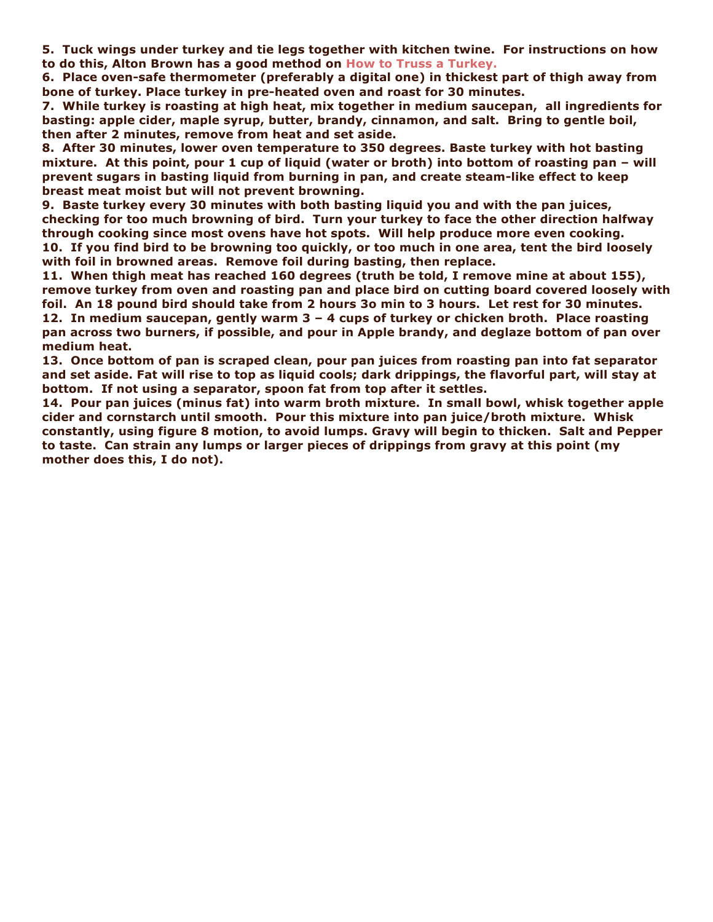**5. Tuck wings under turkey and tie legs together with kitchen twine. For instructions on how to do this, Alton Brown has a good method on How to Truss a Turkey.**
**6. Place oven-safe thermometer (preferably a digital one) in thickest part of thigh away from bone of turkey. Place turkey in pre-heated oven and roast for 30 minutes.**
**7. While turkey is roasting at high heat, mix together in medium saucepan, all ingredients for basting: apple cider, maple syrup, butter, brandy, cinnamon, and salt. Bring to gentle boil, then after 2 minutes, remove from heat and set aside.**
**8. After 30 minutes, lower oven temperature to 350 degrees. Baste turkey with hot basting mixture. At this point, pour 1 cup of liquid (water or broth) into bottom of roasting pan – will prevent sugars in basting liquid from burning in pan, and create steam-like effect to keep breast meat moist but will not prevent browning.**
**9. Baste turkey every 30 minutes with both basting liquid you and with the pan juices, checking for too much browning of bird. Turn your turkey to face the other direction halfway through cooking since most ovens have hot spots. Will help produce more even cooking.**
**10. If you find bird to be browning too quickly, or too much in one area, tent the bird loosely with foil in browned areas. Remove foil during basting, then replace.**
**11. When thigh meat has reached 160 degrees (truth be told, I remove mine at about 155), remove turkey from oven and roasting pan and place bird on cutting board covered loosely with foil. An 18 pound bird should take from 2 hours 3o min to 3 hours. Let rest for 30 minutes.**
**12. In medium saucepan, gently warm 3 – 4 cups of turkey or chicken broth. Place roasting pan across two burners, if possible, and pour in Apple brandy, and deglaze bottom of pan over medium heat.**
**13. Once bottom of pan is scraped clean, pour pan juices from roasting pan into fat separator and set aside. Fat will rise to top as liquid cools; dark drippings, the flavorful part, will stay at bottom. If not using a separator, spoon fat from top after it settles.**
**14. Pour pan juices (minus fat) into warm broth mixture. In small bowl, whisk together apple cider and cornstarch until smooth. Pour this mixture into pan juice/broth mixture. Whisk constantly, using figure 8 motion, to avoid lumps. Gravy will begin to thicken. Salt and Pepper to taste. Can strain any lumps or larger pieces of drippings from gravy at this point (my mother does this, I do not).**